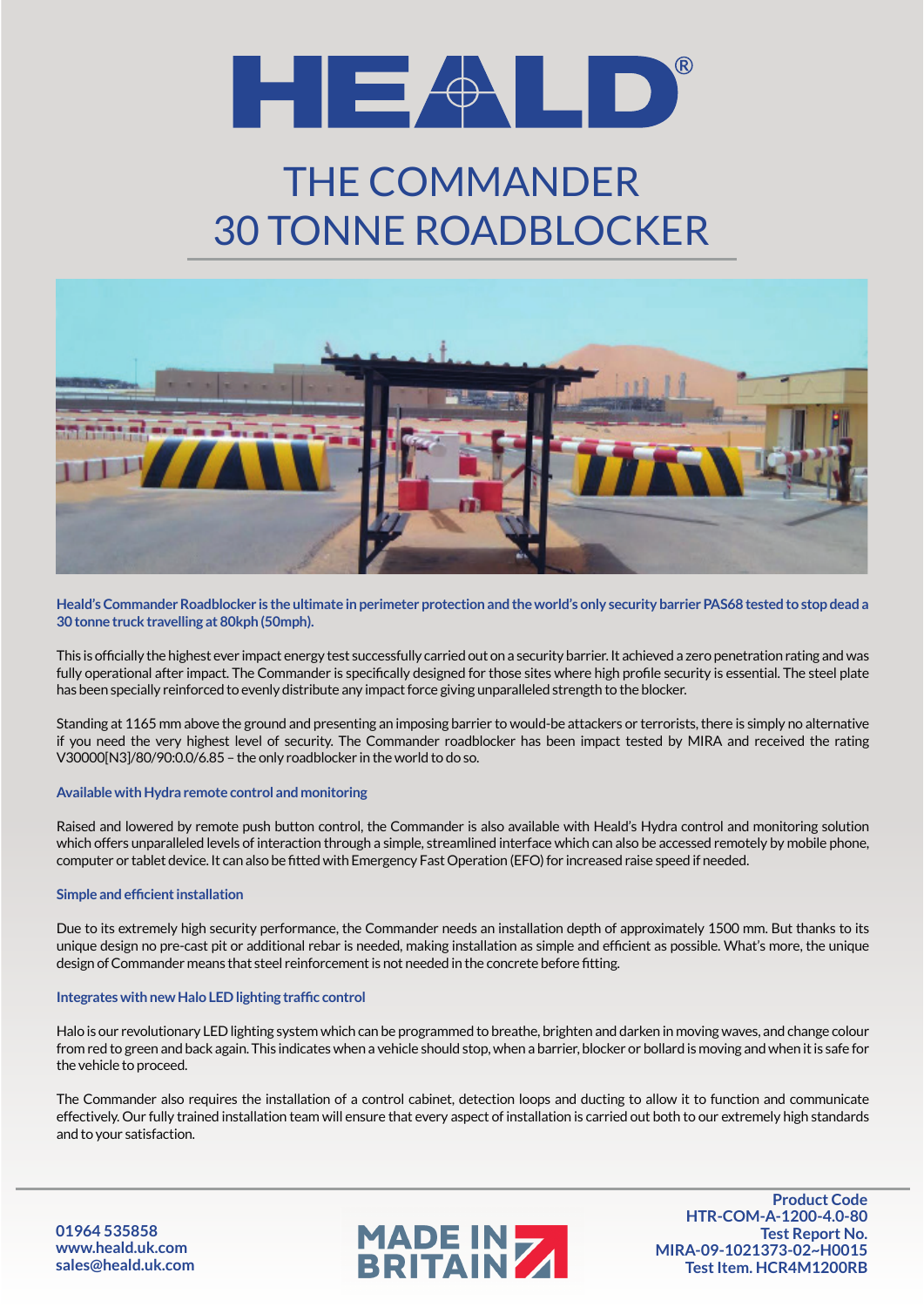# HEALD®

# THE COMMANDER
# 30 TONNE ROADBLOCKER

**Heald's Commander Roadblocker is the ultimate in perimeter protection and the world's only security barrier PAS68 tested to stop dead a 30 tonne truck travelling at 80kph (50mph).**

This is officially the highest ever impact energy test successfully carried out on a security barrier. It achieved a zero penetration rating and was fully operational after impact. The Commander is specifically designed for those sites where high profile security is essential. The steel plate has been specially reinforced to evenly distribute any impact force giving unparalleled strength to the blocker.

Standing at 1165 mm above the ground and presenting an imposing barrier to would-be attackers or terrorists, there is simply no alternative if you need the very highest level of security. The Commander roadblocker has been impact tested by MIRA and received the rating V30000[N3]/80/90:0.0/6.85 – the only roadblocker in the world to do so.

### Available with Hydra remote control and monitoring

Raised and lowered by remote push button control, the Commander is also available with Heald's Hydra control and monitoring solution which offers unparalleled levels of interaction through a simple, streamlined interface which can also be accessed remotely by mobile phone, computer or tablet device. It can also be fitted with Emergency Fast Operation (EFO) for increased raise speed if needed.

### Simple and efficient installation

Due to its extremely high security performance, the Commander needs an installation depth of approximately 1500 mm. But thanks to its unique design no pre-cast pit or additional rebar is needed, making installation as simple and efficient as possible. What's more, the unique design of Commander means that steel reinforcement is not needed in the concrete before fitting.

### Integrates with new Halo LED lighting traffic control

Halo is our revolutionary LED lighting system which can be programmed to breathe, brighten and darken in moving waves, and change colour from red to green and back again. This indicates when a vehicle should stop, when a barrier, blocker or bollard is moving and when it is safe for the vehicle to proceed.

The Commander also requires the installation of a control cabinet, detection loops and ducting to allow it to function and communicate effectively. Our fully trained installation team will ensure that every aspect of installation is carried out both to our extremely high standards and to your satisfaction.

**01964 535858**
**www.heald.uk.com**
**sales@heald.uk.com**

**MADE IN BRITAIN**

**Product Code**
**HTR-COM-A-1200-4.0-80**
**Test Report No.**
**MIRA-09-1021373-02~H0015**
**Test Item. HCR4M1200RB**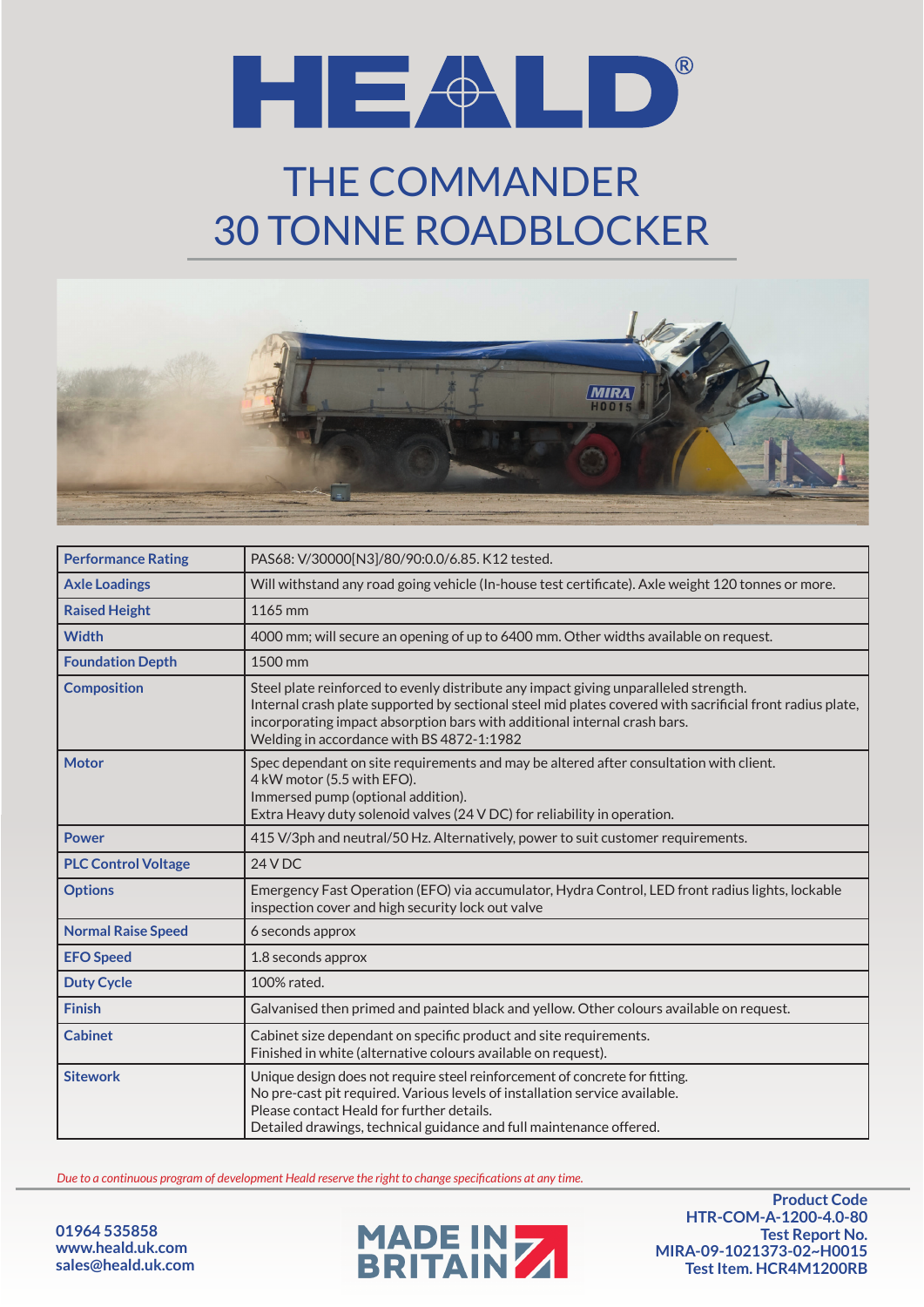# HEALD®

## THE COMMANDER
## 30 TONNE ROADBLOCKER

| | |
|---|---|
| **Performance Rating** | PAS68: V/30000[N3]/80/90:0.0/6.85. K12 tested. |
| **Axle Loadings** | Will withstand any road going vehicle (In-house test certificate). Axle weight 120 tonnes or more. |
| **Raised Height** | 1165 mm |
| **Width** | 4000 mm; will secure an opening of up to 6400 mm. Other widths available on request. |
| **Foundation Depth** | 1500 mm |
| **Composition** | Steel plate reinforced to evenly distribute any impact giving unparalleled strength.<br>Internal crash plate supported by sectional steel mid plates covered with sacrificial front radius plate, incorporating impact absorption bars with additional internal crash bars.<br>Welding in accordance with BS 4872-1:1982 |
| **Motor** | Spec dependant on site requirements and may be altered after consultation with client.<br>4 kW motor (5.5 with EFO).<br>Immersed pump (optional addition).<br>Extra Heavy duty solenoid valves (24 V DC) for reliability in operation. |
| **Power** | 415 V/3ph and neutral/50 Hz. Alternatively, power to suit customer requirements. |
| **PLC Control Voltage** | 24 V DC |
| **Options** | Emergency Fast Operation (EFO) via accumulator, Hydra Control, LED front radius lights, lockable inspection cover and high security lock out valve |
| **Normal Raise Speed** | 6 seconds approx |
| **EFO Speed** | 1.8 seconds approx |
| **Duty Cycle** | 100% rated. |
| **Finish** | Galvanised then primed and painted black and yellow. Other colours available on request. |
| **Cabinet** | Cabinet size dependant on specific product and site requirements.<br>Finished in white (alternative colours available on request). |
| **Sitework** | Unique design does not require steel reinforcement of concrete for fitting.<br>No pre-cast pit required. Various levels of installation service available.<br>Please contact Heald for further details.<br>Detailed drawings, technical guidance and full maintenance offered. |

*Due to a continuous program of development Heald reserve the right to change specifications at any time.*

**01964 535858**
**www.heald.uk.com**
**sales@heald.uk.com**

MADE IN BRITAIN

**Product Code**
**HTR-COM-A-1200-4.0-80**
**Test Report No.**
**MIRA-09-1021373-02~H0015**
**Test Item. HCR4M1200RB**